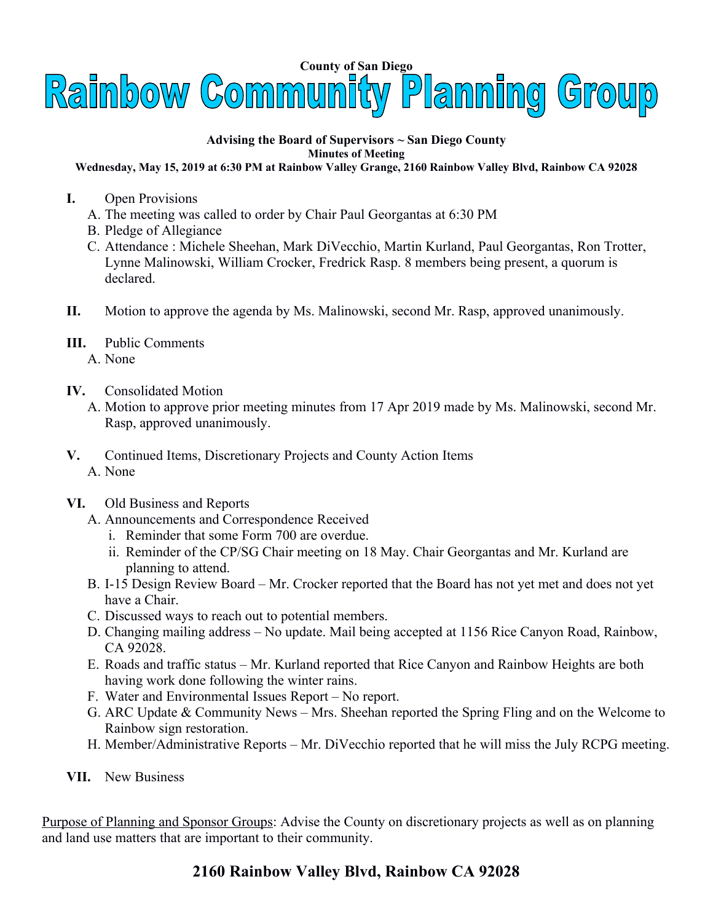County of San Diego

# Rainbow Community Planning Group

**Advising the Board of Supervisors ~ San Diego County**

**Minutes of Meeting**

**Wednesday, May 15, 2019 at 6:30 PM at Rainbow Valley Grange, 2160 Rainbow Valley Blvd, Rainbow CA 92028**

**I.** Open Provisions

A. The meeting was called to order by Chair Paul Georgantas at 6:30 PM

B. Pledge of Allegiance

C. Attendance : Michele Sheehan, Mark DiVecchio, Martin Kurland, Paul Georgantas, Ron Trotter, Lynne Malinowski, William Crocker, Fredrick Rasp. 8 members being present, a quorum is declared.

**II.** Motion to approve the agenda by Ms. Malinowski, second Mr. Rasp, approved unanimously.

**III.** Public Comments

A. None

**IV.** Consolidated Motion

A. Motion to approve prior meeting minutes from 17 Apr 2019 made by Ms. Malinowski, second Mr. Rasp, approved unanimously.

**V.** Continued Items, Discretionary Projects and County Action Items

A. None

**VI.** Old Business and Reports

A. Announcements and Correspondence Received

i. Reminder that some Form 700 are overdue.

ii. Reminder of the CP/SG Chair meeting on 18 May. Chair Georgantas and Mr. Kurland are planning to attend.

B. I-15 Design Review Board – Mr. Crocker reported that the Board has not yet met and does not yet have a Chair.

C. Discussed ways to reach out to potential members.

D. Changing mailing address – No update. Mail being accepted at 1156 Rice Canyon Road, Rainbow, CA 92028.

E. Roads and traffic status – Mr. Kurland reported that Rice Canyon and Rainbow Heights are both having work done following the winter rains.

F. Water and Environmental Issues Report – No report.

G. ARC Update & Community News – Mrs. Sheehan reported the Spring Fling and on the Welcome to Rainbow sign restoration.

H. Member/Administrative Reports – Mr. DiVecchio reported that he will miss the July RCPG meeting.

**VII.** New Business

Purpose of Planning and Sponsor Groups: Advise the County on discretionary projects as well as on planning and land use matters that are important to their community.

**2160 Rainbow Valley Blvd, Rainbow CA 92028**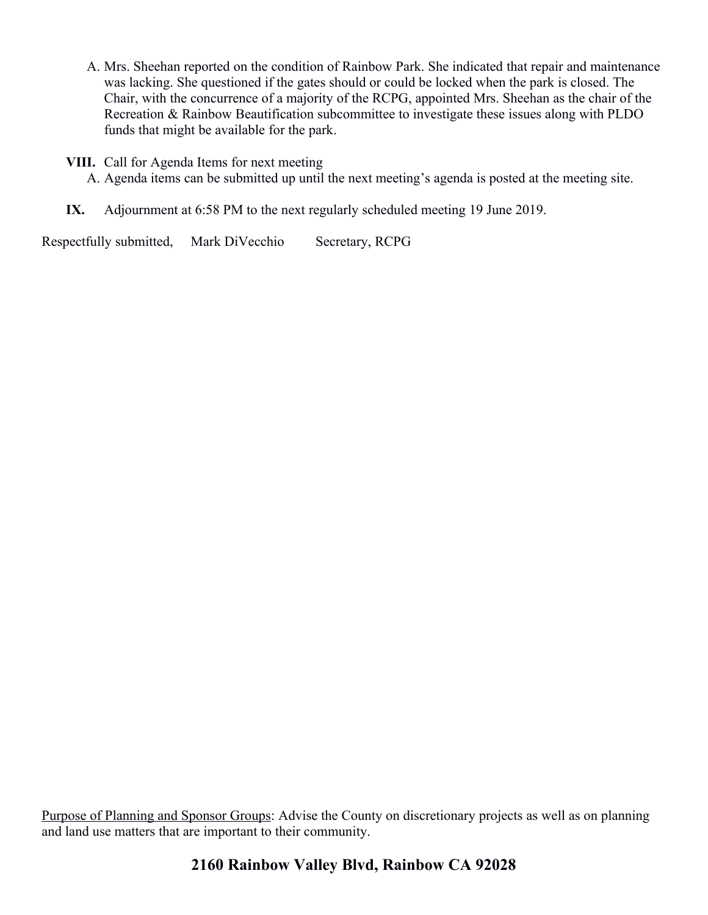A. Mrs. Sheehan reported on the condition of Rainbow Park. She indicated that repair and maintenance was lacking. She questioned if the gates should or could be locked when the park is closed. The Chair, with the concurrence of a majority of the RCPG, appointed Mrs. Sheehan as the chair of the Recreation & Rainbow Beautification subcommittee to investigate these issues along with PLDO funds that might be available for the park.

**VIII.** Call for Agenda Items for next meeting

A. Agenda items can be submitted up until the next meeting's agenda is posted at the meeting site.

**IX.** Adjournment at 6:58 PM to the next regularly scheduled meeting 19 June 2019.

Respectfully submitted, Mark DiVecchio Secretary, RCPG

<u>Purpose of Planning and Sponsor Groups</u>: Advise the County on discretionary projects as well as on planning and land use matters that are important to their community.

**2160 Rainbow Valley Blvd, Rainbow CA 92028**